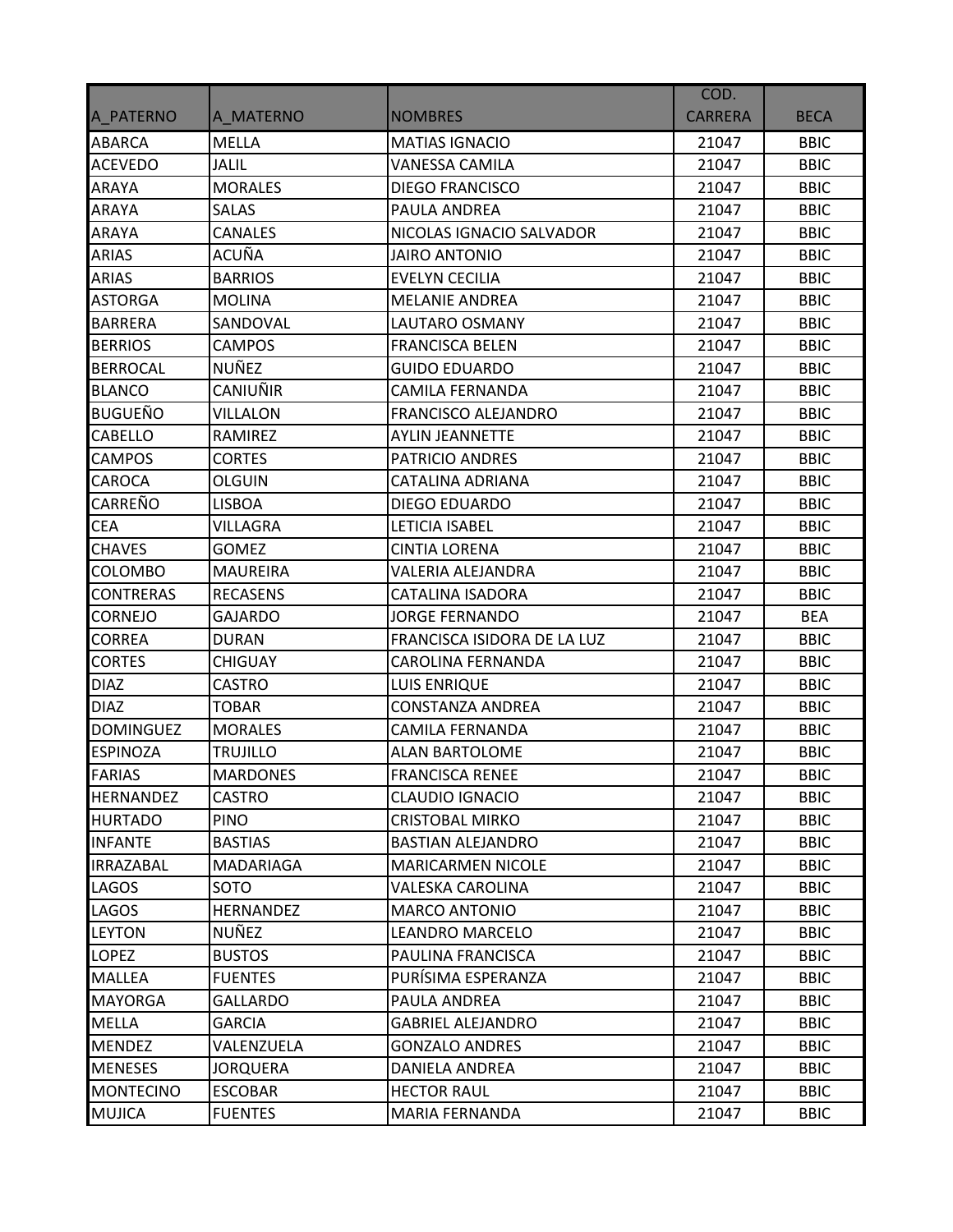| A_PATERNO | A_MATERNO | NOMBRES | COD. CARRERA | BECA |
|---|---|---|---|---|
| ABARCA | MELLA | MATIAS IGNACIO | 21047 | BBIC |
| ACEVEDO | JALIL | VANESSA CAMILA | 21047 | BBIC |
| ARAYA | MORALES | DIEGO FRANCISCO | 21047 | BBIC |
| ARAYA | SALAS | PAULA ANDREA | 21047 | BBIC |
| ARAYA | CANALES | NICOLAS IGNACIO SALVADOR | 21047 | BBIC |
| ARIAS | ACUÑA | JAIRO ANTONIO | 21047 | BBIC |
| ARIAS | BARRIOS | EVELYN CECILIA | 21047 | BBIC |
| ASTORGA | MOLINA | MELANIE ANDREA | 21047 | BBIC |
| BARRERA | SANDOVAL | LAUTARO OSMANY | 21047 | BBIC |
| BERRIOS | CAMPOS | FRANCISCA BELEN | 21047 | BBIC |
| BERROCAL | NUÑEZ | GUIDO EDUARDO | 21047 | BBIC |
| BLANCO | CANIUÑIR | CAMILA FERNANDA | 21047 | BBIC |
| BUGUEÑO | VILLALON | FRANCISCO ALEJANDRO | 21047 | BBIC |
| CABELLO | RAMIREZ | AYLIN JEANNETTE | 21047 | BBIC |
| CAMPOS | CORTES | PATRICIO ANDRES | 21047 | BBIC |
| CAROCA | OLGUIN | CATALINA ADRIANA | 21047 | BBIC |
| CARREÑO | LISBOA | DIEGO EDUARDO | 21047 | BBIC |
| CEA | VILLAGRA | LETICIA ISABEL | 21047 | BBIC |
| CHAVES | GOMEZ | CINTIA LORENA | 21047 | BBIC |
| COLOMBO | MAUREIRA | VALERIA ALEJANDRA | 21047 | BBIC |
| CONTRERAS | RECASENS | CATALINA ISADORA | 21047 | BBIC |
| CORNEJO | GAJARDO | JORGE FERNANDO | 21047 | BEA |
| CORREA | DURAN | FRANCISCA ISIDORA DE LA LUZ | 21047 | BBIC |
| CORTES | CHIGUAY | CAROLINA FERNANDA | 21047 | BBIC |
| DIAZ | CASTRO | LUIS ENRIQUE | 21047 | BBIC |
| DIAZ | TOBAR | CONSTANZA ANDREA | 21047 | BBIC |
| DOMINGUEZ | MORALES | CAMILA FERNANDA | 21047 | BBIC |
| ESPINOZA | TRUJILLO | ALAN BARTOLOME | 21047 | BBIC |
| FARIAS | MARDONES | FRANCISCA RENEE | 21047 | BBIC |
| HERNANDEZ | CASTRO | CLAUDIO IGNACIO | 21047 | BBIC |
| HURTADO | PINO | CRISTOBAL MIRKO | 21047 | BBIC |
| INFANTE | BASTIAS | BASTIAN ALEJANDRO | 21047 | BBIC |
| IRRAZABAL | MADARIAGA | MARICARMEN NICOLE | 21047 | BBIC |
| LAGOS | SOTO | VALESKA CAROLINA | 21047 | BBIC |
| LAGOS | HERNANDEZ | MARCO ANTONIO | 21047 | BBIC |
| LEYTON | NUÑEZ | LEANDRO MARCELO | 21047 | BBIC |
| LOPEZ | BUSTOS | PAULINA FRANCISCA | 21047 | BBIC |
| MALLEA | FUENTES | PURÍSIMA ESPERANZA | 21047 | BBIC |
| MAYORGA | GALLARDO | PAULA ANDREA | 21047 | BBIC |
| MELLA | GARCIA | GABRIEL ALEJANDRO | 21047 | BBIC |
| MENDEZ | VALENZUELA | GONZALO ANDRES | 21047 | BBIC |
| MENESES | JORQUERA | DANIELA ANDREA | 21047 | BBIC |
| MONTECINO | ESCOBAR | HECTOR RAUL | 21047 | BBIC |
| MUJICA | FUENTES | MARIA FERNANDA | 21047 | BBIC |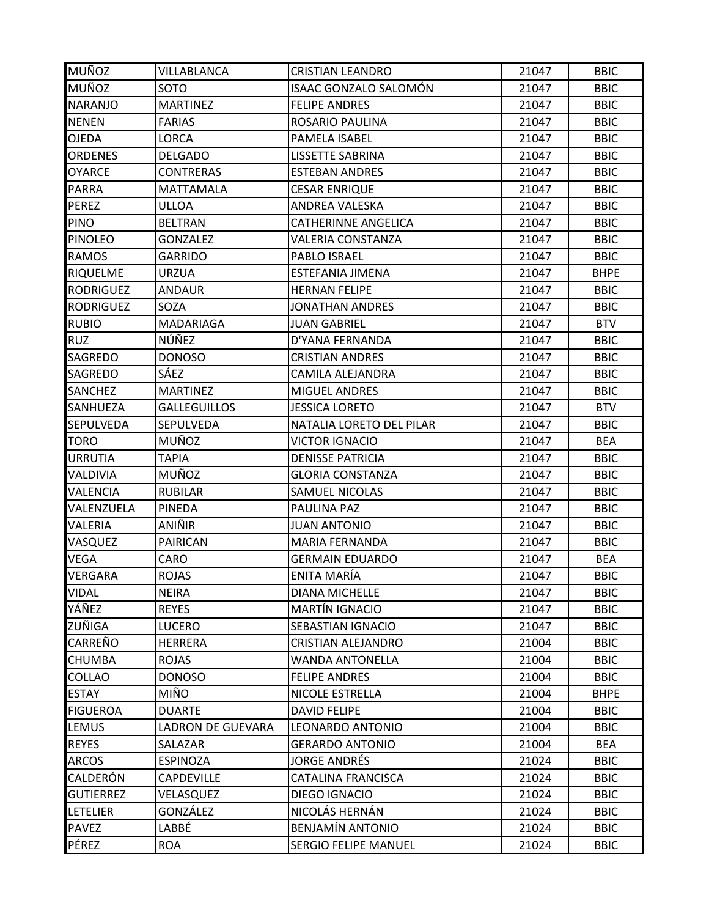| MUÑOZ | VILLABLANCA | CRISTIAN LEANDRO | 21047 | BBIC |
|---|---|---|---|---|
| MUÑOZ | SOTO | ISAAC GONZALO SALOMÓN | 21047 | BBIC |
| NARANJO | MARTINEZ | FELIPE ANDRES | 21047 | BBIC |
| NENEN | FARIAS | ROSARIO PAULINA | 21047 | BBIC |
| OJEDA | LORCA | PAMELA ISABEL | 21047 | BBIC |
| ORDENES | DELGADO | LISSETTE SABRINA | 21047 | BBIC |
| OYARCE | CONTRERAS | ESTEBAN ANDRES | 21047 | BBIC |
| PARRA | MATTAMALA | CESAR ENRIQUE | 21047 | BBIC |
| PEREZ | ULLOA | ANDREA VALESKA | 21047 | BBIC |
| PINO | BELTRAN | CATHERINNE ANGELICA | 21047 | BBIC |
| PINOLEO | GONZALEZ | VALERIA CONSTANZA | 21047 | BBIC |
| RAMOS | GARRIDO | PABLO ISRAEL | 21047 | BBIC |
| RIQUELME | URZUA | ESTEFANIA JIMENA | 21047 | BHPE |
| RODRIGUEZ | ANDAUR | HERNAN FELIPE | 21047 | BBIC |
| RODRIGUEZ | SOZA | JONATHAN ANDRES | 21047 | BBIC |
| RUBIO | MADARIAGA | JUAN GABRIEL | 21047 | BTV |
| RUZ | NÚÑEZ | D'YANA FERNANDA | 21047 | BBIC |
| SAGREDO | DONOSO | CRISTIAN ANDRES | 21047 | BBIC |
| SAGREDO | SÁEZ | CAMILA ALEJANDRA | 21047 | BBIC |
| SANCHEZ | MARTINEZ | MIGUEL ANDRES | 21047 | BBIC |
| SANHUEZA | GALLEGUILLOS | JESSICA LORETO | 21047 | BTV |
| SEPULVEDA | SEPULVEDA | NATALIA LORETO DEL PILAR | 21047 | BBIC |
| TORO | MUÑOZ | VICTOR IGNACIO | 21047 | BEA |
| URRUTIA | TAPIA | DENISSE PATRICIA | 21047 | BBIC |
| VALDIVIA | MUÑOZ | GLORIA CONSTANZA | 21047 | BBIC |
| VALENCIA | RUBILAR | SAMUEL NICOLAS | 21047 | BBIC |
| VALENZUELA | PINEDA | PAULINA PAZ | 21047 | BBIC |
| VALERIA | ANIÑIR | JUAN ANTONIO | 21047 | BBIC |
| VASQUEZ | PAIRICAN | MARIA FERNANDA | 21047 | BBIC |
| VEGA | CARO | GERMAIN EDUARDO | 21047 | BEA |
| VERGARA | ROJAS | ENITA MARÍA | 21047 | BBIC |
| VIDAL | NEIRA | DIANA MICHELLE | 21047 | BBIC |
| YÁÑEZ | REYES | MARTÍN IGNACIO | 21047 | BBIC |
| ZUÑIGA | LUCERO | SEBASTIAN IGNACIO | 21047 | BBIC |
| CARREÑO | HERRERA | CRISTIAN ALEJANDRO | 21004 | BBIC |
| CHUMBA | ROJAS | WANDA ANTONELLA | 21004 | BBIC |
| COLLAO | DONOSO | FELIPE ANDRES | 21004 | BBIC |
| ESTAY | MIÑO | NICOLE ESTRELLA | 21004 | BHPE |
| FIGUEROA | DUARTE | DAVID FELIPE | 21004 | BBIC |
| LEMUS | LADRON DE GUEVARA | LEONARDO ANTONIO | 21004 | BBIC |
| REYES | SALAZAR | GERARDO ANTONIO | 21004 | BEA |
| ARCOS | ESPINOZA | JORGE ANDRÉS | 21024 | BBIC |
| CALDERÓN | CAPDEVILLE | CATALINA FRANCISCA | 21024 | BBIC |
| GUTIERREZ | VELASQUEZ | DIEGO IGNACIO | 21024 | BBIC |
| LETELIER | GONZÁLEZ | NICOLÁS HERNÁN | 21024 | BBIC |
| PAVEZ | LABBÉ | BENJAMÍN ANTONIO | 21024 | BBIC |
| PÉREZ | ROA | SERGIO FELIPE MANUEL | 21024 | BBIC |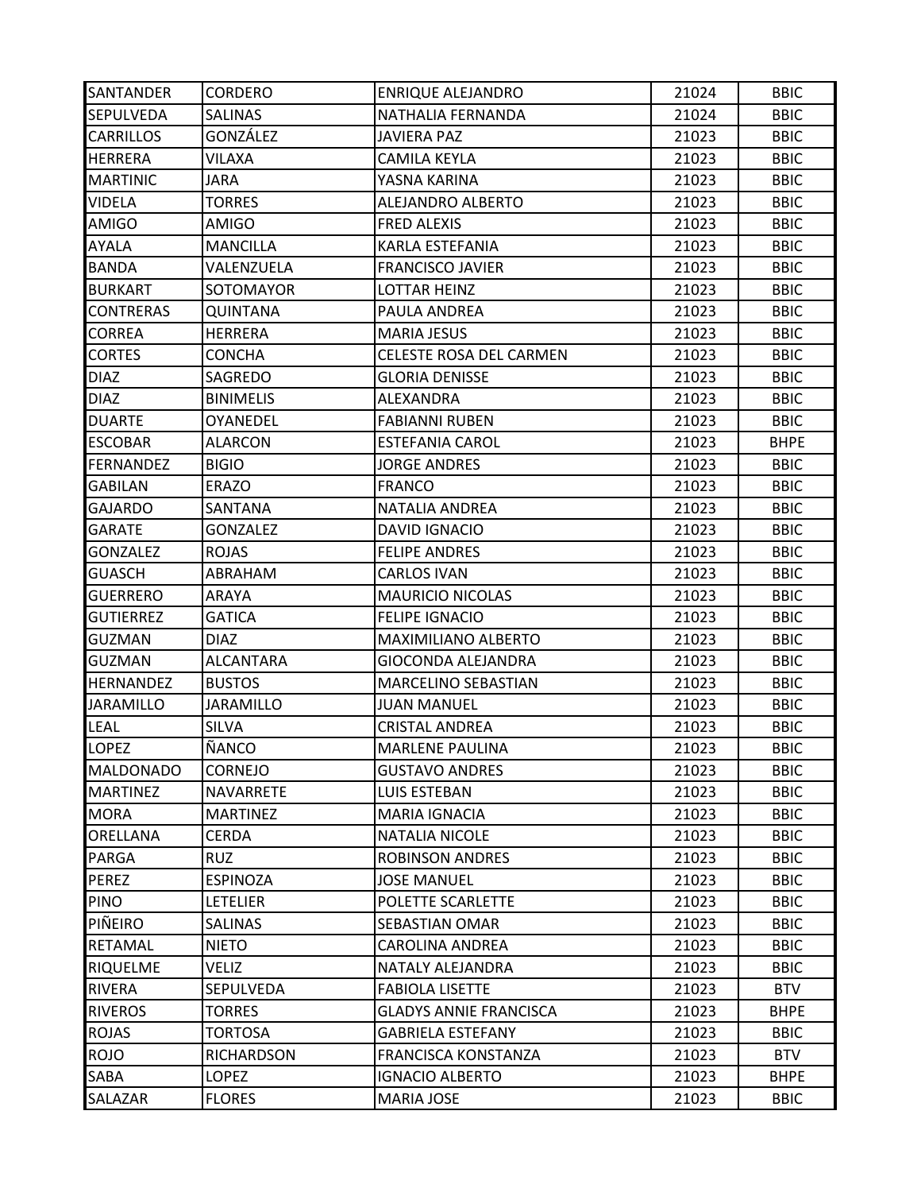| SANTANDER | CORDERO | ENRIQUE ALEJANDRO | 21024 | BBIC |
|---|---|---|---|---|
| SEPULVEDA | SALINAS | NATHALIA FERNANDA | 21024 | BBIC |
| CARRILLOS | GONZÁLEZ | JAVIERA PAZ | 21023 | BBIC |
| HERRERA | VILAXA | CAMILA KEYLA | 21023 | BBIC |
| MARTINIC | JARA | YASNA KARINA | 21023 | BBIC |
| VIDELA | TORRES | ALEJANDRO ALBERTO | 21023 | BBIC |
| AMIGO | AMIGO | FRED ALEXIS | 21023 | BBIC |
| AYALA | MANCILLA | KARLA ESTEFANIA | 21023 | BBIC |
| BANDA | VALENZUELA | FRANCISCO JAVIER | 21023 | BBIC |
| BURKART | SOTOMAYOR | LOTTAR HEINZ | 21023 | BBIC |
| CONTRERAS | QUINTANA | PAULA ANDREA | 21023 | BBIC |
| CORREA | HERRERA | MARIA JESUS | 21023 | BBIC |
| CORTES | CONCHA | CELESTE ROSA DEL CARMEN | 21023 | BBIC |
| DIAZ | SAGREDO | GLORIA DENISSE | 21023 | BBIC |
| DIAZ | BINIMELIS | ALEXANDRA | 21023 | BBIC |
| DUARTE | OYANEDEL | FABIANNI RUBEN | 21023 | BBIC |
| ESCOBAR | ALARCON | ESTEFANIA CAROL | 21023 | BHPE |
| FERNANDEZ | BIGIO | JORGE ANDRES | 21023 | BBIC |
| GABILAN | ERAZO | FRANCO | 21023 | BBIC |
| GAJARDO | SANTANA | NATALIA ANDREA | 21023 | BBIC |
| GARATE | GONZALEZ | DAVID IGNACIO | 21023 | BBIC |
| GONZALEZ | ROJAS | FELIPE ANDRES | 21023 | BBIC |
| GUASCH | ABRAHAM | CARLOS IVAN | 21023 | BBIC |
| GUERRERO | ARAYA | MAURICIO NICOLAS | 21023 | BBIC |
| GUTIERREZ | GATICA | FELIPE IGNACIO | 21023 | BBIC |
| GUZMAN | DIAZ | MAXIMILIANO ALBERTO | 21023 | BBIC |
| GUZMAN | ALCANTARA | GIOCONDA ALEJANDRA | 21023 | BBIC |
| HERNANDEZ | BUSTOS | MARCELINO SEBASTIAN | 21023 | BBIC |
| JARAMILLO | JARAMILLO | JUAN MANUEL | 21023 | BBIC |
| LEAL | SILVA | CRISTAL ANDREA | 21023 | BBIC |
| LOPEZ | ÑANCO | MARLENE PAULINA | 21023 | BBIC |
| MALDONADO | CORNEJO | GUSTAVO ANDRES | 21023 | BBIC |
| MARTINEZ | NAVARRETE | LUIS ESTEBAN | 21023 | BBIC |
| MORA | MARTINEZ | MARIA IGNACIA | 21023 | BBIC |
| ORELLANA | CERDA | NATALIA NICOLE | 21023 | BBIC |
| PARGA | RUZ | ROBINSON ANDRES | 21023 | BBIC |
| PEREZ | ESPINOZA | JOSE MANUEL | 21023 | BBIC |
| PINO | LETELIER | POLETTE SCARLETTE | 21023 | BBIC |
| PIÑEIRO | SALINAS | SEBASTIAN OMAR | 21023 | BBIC |
| RETAMAL | NIETO | CAROLINA ANDREA | 21023 | BBIC |
| RIQUELME | VELIZ | NATALY ALEJANDRA | 21023 | BBIC |
| RIVERA | SEPULVEDA | FABIOLA LISETTE | 21023 | BTV |
| RIVEROS | TORRES | GLADYS ANNIE FRANCISCA | 21023 | BHPE |
| ROJAS | TORTOSA | GABRIELA ESTEFANY | 21023 | BBIC |
| ROJO | RICHARDSON | FRANCISCA KONSTANZA | 21023 | BTV |
| SABA | LOPEZ | IGNACIO ALBERTO | 21023 | BHPE |
| SALAZAR | FLORES | MARIA JOSE | 21023 | BBIC |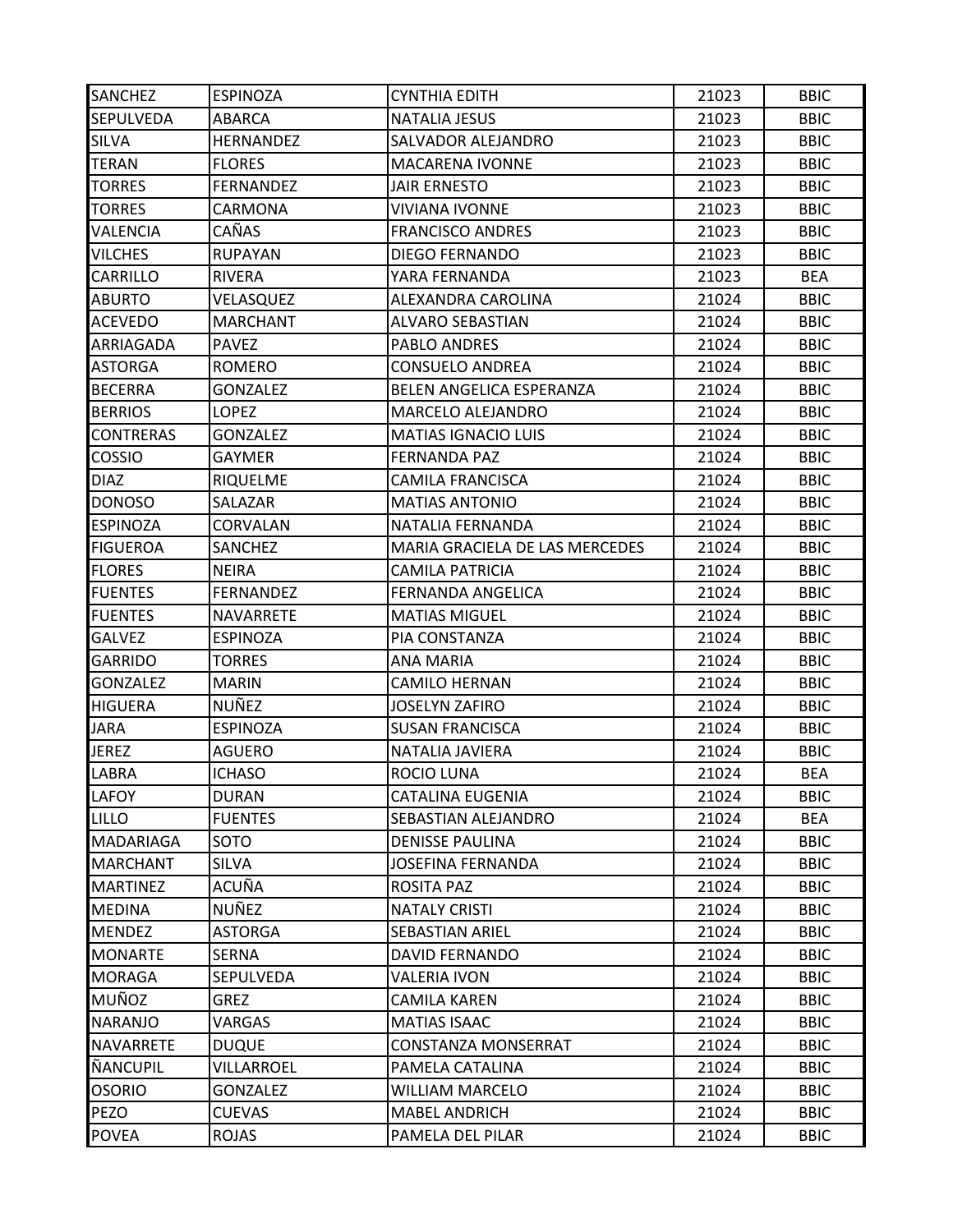| SANCHEZ | ESPINOZA | CYNTHIA EDITH | 21023 | BBIC |
|---|---|---|---|---|
| SEPULVEDA | ABARCA | NATALIA JESUS | 21023 | BBIC |
| SILVA | HERNANDEZ | SALVADOR ALEJANDRO | 21023 | BBIC |
| TERAN | FLORES | MACARENA IVONNE | 21023 | BBIC |
| TORRES | FERNANDEZ | JAIR ERNESTO | 21023 | BBIC |
| TORRES | CARMONA | VIVIANA IVONNE | 21023 | BBIC |
| VALENCIA | CAÑAS | FRANCISCO ANDRES | 21023 | BBIC |
| VILCHES | RUPAYAN | DIEGO FERNANDO | 21023 | BBIC |
| CARRILLO | RIVERA | YARA FERNANDA | 21023 | BEA |
| ABURTO | VELASQUEZ | ALEXANDRA CAROLINA | 21024 | BBIC |
| ACEVEDO | MARCHANT | ALVARO SEBASTIAN | 21024 | BBIC |
| ARRIAGADA | PAVEZ | PABLO ANDRES | 21024 | BBIC |
| ASTORGA | ROMERO | CONSUELO ANDREA | 21024 | BBIC |
| BECERRA | GONZALEZ | BELEN ANGELICA ESPERANZA | 21024 | BBIC |
| BERRIOS | LOPEZ | MARCELO ALEJANDRO | 21024 | BBIC |
| CONTRERAS | GONZALEZ | MATIAS IGNACIO LUIS | 21024 | BBIC |
| COSSIO | GAYMER | FERNANDA PAZ | 21024 | BBIC |
| DIAZ | RIQUELME | CAMILA FRANCISCA | 21024 | BBIC |
| DONOSO | SALAZAR | MATIAS ANTONIO | 21024 | BBIC |
| ESPINOZA | CORVALAN | NATALIA FERNANDA | 21024 | BBIC |
| FIGUEROA | SANCHEZ | MARIA GRACIELA DE LAS MERCEDES | 21024 | BBIC |
| FLORES | NEIRA | CAMILA PATRICIA | 21024 | BBIC |
| FUENTES | FERNANDEZ | FERNANDA ANGELICA | 21024 | BBIC |
| FUENTES | NAVARRETE | MATIAS MIGUEL | 21024 | BBIC |
| GALVEZ | ESPINOZA | PIA CONSTANZA | 21024 | BBIC |
| GARRIDO | TORRES | ANA MARIA | 21024 | BBIC |
| GONZALEZ | MARIN | CAMILO HERNAN | 21024 | BBIC |
| HIGUERA | NUÑEZ | JOSELYN ZAFIRO | 21024 | BBIC |
| JARA | ESPINOZA | SUSAN FRANCISCA | 21024 | BBIC |
| JEREZ | AGUERO | NATALIA JAVIERA | 21024 | BBIC |
| LABRA | ICHASO | ROCIO LUNA | 21024 | BEA |
| LAFOY | DURAN | CATALINA EUGENIA | 21024 | BBIC |
| LILLO | FUENTES | SEBASTIAN ALEJANDRO | 21024 | BEA |
| MADARIAGA | SOTO | DENISSE PAULINA | 21024 | BBIC |
| MARCHANT | SILVA | JOSEFINA FERNANDA | 21024 | BBIC |
| MARTINEZ | ACUÑA | ROSITA PAZ | 21024 | BBIC |
| MEDINA | NUÑEZ | NATALY CRISTI | 21024 | BBIC |
| MENDEZ | ASTORGA | SEBASTIAN ARIEL | 21024 | BBIC |
| MONARTE | SERNA | DAVID FERNANDO | 21024 | BBIC |
| MORAGA | SEPULVEDA | VALERIA IVON | 21024 | BBIC |
| MUÑOZ | GREZ | CAMILA KAREN | 21024 | BBIC |
| NARANJO | VARGAS | MATIAS ISAAC | 21024 | BBIC |
| NAVARRETE | DUQUE | CONSTANZA MONSERRAT | 21024 | BBIC |
| ÑANCUPIL | VILLARROEL | PAMELA CATALINA | 21024 | BBIC |
| OSORIO | GONZALEZ | WILLIAM MARCELO | 21024 | BBIC |
| PEZO | CUEVAS | MABEL ANDRICH | 21024 | BBIC |
| POVEA | ROJAS | PAMELA DEL PILAR | 21024 | BBIC |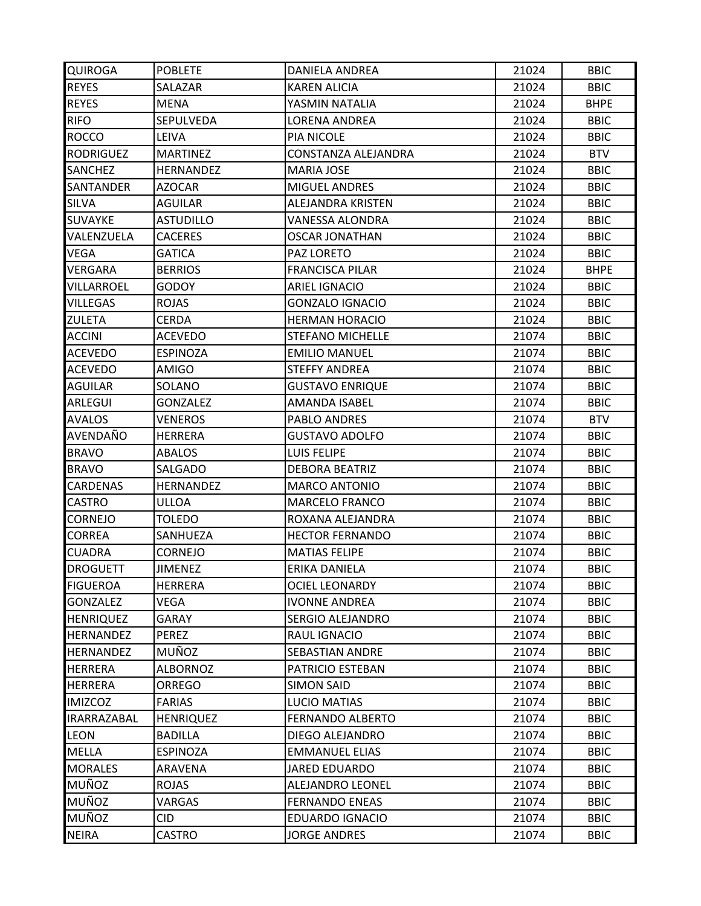| | | | | |
|---|---|---|---|---|
| QUIROGA | POBLETE | DANIELA ANDREA | 21024 | BBIC |
| REYES | SALAZAR | KAREN ALICIA | 21024 | BBIC |
| REYES | MENA | YASMIN NATALIA | 21024 | BHPE |
| RIFO | SEPULVEDA | LORENA ANDREA | 21024 | BBIC |
| ROCCO | LEIVA | PIA NICOLE | 21024 | BBIC |
| RODRIGUEZ | MARTINEZ | CONSTANZA ALEJANDRA | 21024 | BTV |
| SANCHEZ | HERNANDEZ | MARIA JOSE | 21024 | BBIC |
| SANTANDER | AZOCAR | MIGUEL ANDRES | 21024 | BBIC |
| SILVA | AGUILAR | ALEJANDRA KRISTEN | 21024 | BBIC |
| SUVAYKE | ASTUDILLO | VANESSA ALONDRA | 21024 | BBIC |
| VALENZUELA | CACERES | OSCAR JONATHAN | 21024 | BBIC |
| VEGA | GATICA | PAZ LORETO | 21024 | BBIC |
| VERGARA | BERRIOS | FRANCISCA PILAR | 21024 | BHPE |
| VILLARROEL | GODOY | ARIEL IGNACIO | 21024 | BBIC |
| VILLEGAS | ROJAS | GONZALO IGNACIO | 21024 | BBIC |
| ZULETA | CERDA | HERMAN HORACIO | 21024 | BBIC |
| ACCINI | ACEVEDO | STEFANO MICHELLE | 21074 | BBIC |
| ACEVEDO | ESPINOZA | EMILIO MANUEL | 21074 | BBIC |
| ACEVEDO | AMIGO | STEFFY ANDREA | 21074 | BBIC |
| AGUILAR | SOLANO | GUSTAVO ENRIQUE | 21074 | BBIC |
| ARLEGUI | GONZALEZ | AMANDA ISABEL | 21074 | BBIC |
| AVALOS | VENEROS | PABLO ANDRES | 21074 | BTV |
| AVENDAÑO | HERRERA | GUSTAVO ADOLFO | 21074 | BBIC |
| BRAVO | ABALOS | LUIS FELIPE | 21074 | BBIC |
| BRAVO | SALGADO | DEBORA BEATRIZ | 21074 | BBIC |
| CARDENAS | HERNANDEZ | MARCO ANTONIO | 21074 | BBIC |
| CASTRO | ULLOA | MARCELO FRANCO | 21074 | BBIC |
| CORNEJO | TOLEDO | ROXANA ALEJANDRA | 21074 | BBIC |
| CORREA | SANHUEZA | HECTOR FERNANDO | 21074 | BBIC |
| CUADRA | CORNEJO | MATIAS FELIPE | 21074 | BBIC |
| DROGUETT | JIMENEZ | ERIKA DANIELA | 21074 | BBIC |
| FIGUEROA | HERRERA | OCIEL LEONARDY | 21074 | BBIC |
| GONZALEZ | VEGA | IVONNE ANDREA | 21074 | BBIC |
| HENRIQUEZ | GARAY | SERGIO ALEJANDRO | 21074 | BBIC |
| HERNANDEZ | PEREZ | RAUL IGNACIO | 21074 | BBIC |
| HERNANDEZ | MUÑOZ | SEBASTIAN ANDRE | 21074 | BBIC |
| HERRERA | ALBORNOZ | PATRICIO ESTEBAN | 21074 | BBIC |
| HERRERA | ORREGO | SIMON SAID | 21074 | BBIC |
| IMIZCOZ | FARIAS | LUCIO MATIAS | 21074 | BBIC |
| IRARRAZABAL | HENRIQUEZ | FERNANDO ALBERTO | 21074 | BBIC |
| LEON | BADILLA | DIEGO ALEJANDRO | 21074 | BBIC |
| MELLA | ESPINOZA | EMMANUEL ELIAS | 21074 | BBIC |
| MORALES | ARAVENA | JARED EDUARDO | 21074 | BBIC |
| MUÑOZ | ROJAS | ALEJANDRO LEONEL | 21074 | BBIC |
| MUÑOZ | VARGAS | FERNANDO ENEAS | 21074 | BBIC |
| MUÑOZ | CID | EDUARDO IGNACIO | 21074 | BBIC |
| NEIRA | CASTRO | JORGE ANDRES | 21074 | BBIC |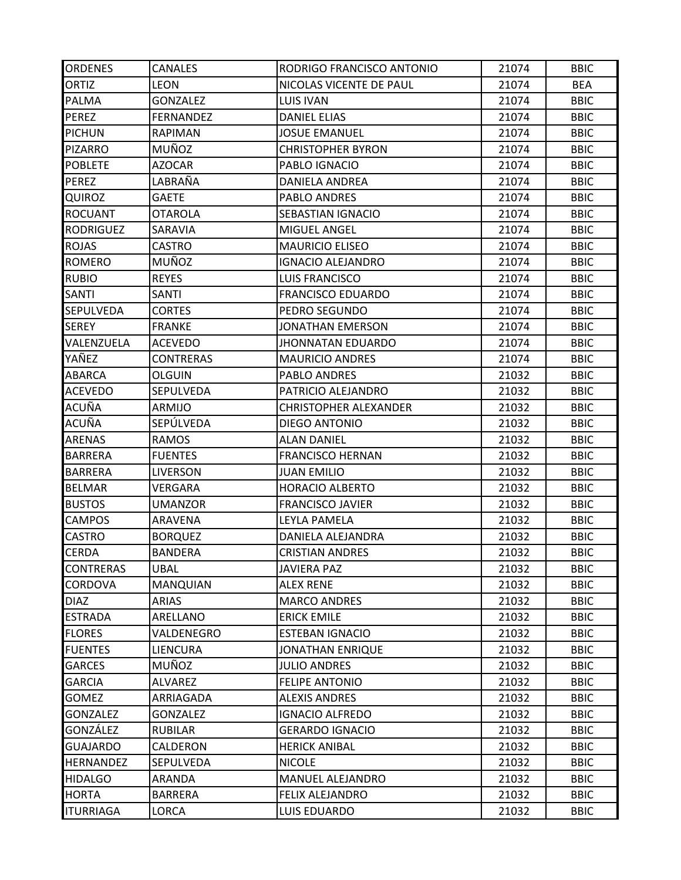| ORDENES | CANALES | RODRIGO FRANCISCO ANTONIO | 21074 | BBIC |
|---|---|---|---|---|
| ORTIZ | LEON | NICOLAS VICENTE DE PAUL | 21074 | BEA |
| PALMA | GONZALEZ | LUIS IVAN | 21074 | BBIC |
| PEREZ | FERNANDEZ | DANIEL ELIAS | 21074 | BBIC |
| PICHUN | RAPIMAN | JOSUE EMANUEL | 21074 | BBIC |
| PIZARRO | MUÑOZ | CHRISTOPHER BYRON | 21074 | BBIC |
| POBLETE | AZOCAR | PABLO IGNACIO | 21074 | BBIC |
| PEREZ | LABRAÑA | DANIELA ANDREA | 21074 | BBIC |
| QUIROZ | GAETE | PABLO ANDRES | 21074 | BBIC |
| ROCUANT | OTAROLA | SEBASTIAN IGNACIO | 21074 | BBIC |
| RODRIGUEZ | SARAVIA | MIGUEL ANGEL | 21074 | BBIC |
| ROJAS | CASTRO | MAURICIO ELISEO | 21074 | BBIC |
| ROMERO | MUÑOZ | IGNACIO ALEJANDRO | 21074 | BBIC |
| RUBIO | REYES | LUIS FRANCISCO | 21074 | BBIC |
| SANTI | SANTI | FRANCISCO EDUARDO | 21074 | BBIC |
| SEPULVEDA | CORTES | PEDRO SEGUNDO | 21074 | BBIC |
| SEREY | FRANKE | JONATHAN EMERSON | 21074 | BBIC |
| VALENZUELA | ACEVEDO | JHONNATAN EDUARDO | 21074 | BBIC |
| YAÑEZ | CONTRERAS | MAURICIO ANDRES | 21074 | BBIC |
| ABARCA | OLGUIN | PABLO ANDRES | 21032 | BBIC |
| ACEVEDO | SEPULVEDA | PATRICIO ALEJANDRO | 21032 | BBIC |
| ACUÑA | ARMIJO | CHRISTOPHER ALEXANDER | 21032 | BBIC |
| ACUÑA | SEPÚLVEDA | DIEGO ANTONIO | 21032 | BBIC |
| ARENAS | RAMOS | ALAN DANIEL | 21032 | BBIC |
| BARRERA | FUENTES | FRANCISCO HERNAN | 21032 | BBIC |
| BARRERA | LIVERSON | JUAN EMILIO | 21032 | BBIC |
| BELMAR | VERGARA | HORACIO ALBERTO | 21032 | BBIC |
| BUSTOS | UMANZOR | FRANCISCO JAVIER | 21032 | BBIC |
| CAMPOS | ARAVENA | LEYLA PAMELA | 21032 | BBIC |
| CASTRO | BORQUEZ | DANIELA ALEJANDRA | 21032 | BBIC |
| CERDA | BANDERA | CRISTIAN ANDRES | 21032 | BBIC |
| CONTRERAS | UBAL | JAVIERA PAZ | 21032 | BBIC |
| CORDOVA | MANQUIAN | ALEX RENE | 21032 | BBIC |
| DIAZ | ARIAS | MARCO ANDRES | 21032 | BBIC |
| ESTRADA | ARELLANO | ERICK EMILE | 21032 | BBIC |
| FLORES | VALDENEGRO | ESTEBAN IGNACIO | 21032 | BBIC |
| FUENTES | LIENCURA | JONATHAN ENRIQUE | 21032 | BBIC |
| GARCES | MUÑOZ | JULIO ANDRES | 21032 | BBIC |
| GARCIA | ALVAREZ | FELIPE ANTONIO | 21032 | BBIC |
| GOMEZ | ARRIAGADA | ALEXIS ANDRES | 21032 | BBIC |
| GONZALEZ | GONZALEZ | IGNACIO ALFREDO | 21032 | BBIC |
| GONZÁLEZ | RUBILAR | GERARDO IGNACIO | 21032 | BBIC |
| GUAJARDO | CALDERON | HERICK ANIBAL | 21032 | BBIC |
| HERNANDEZ | SEPULVEDA | NICOLE | 21032 | BBIC |
| HIDALGO | ARANDA | MANUEL ALEJANDRO | 21032 | BBIC |
| HORTA | BARRERA | FELIX ALEJANDRO | 21032 | BBIC |
| ITURRIAGA | LORCA | LUIS EDUARDO | 21032 | BBIC |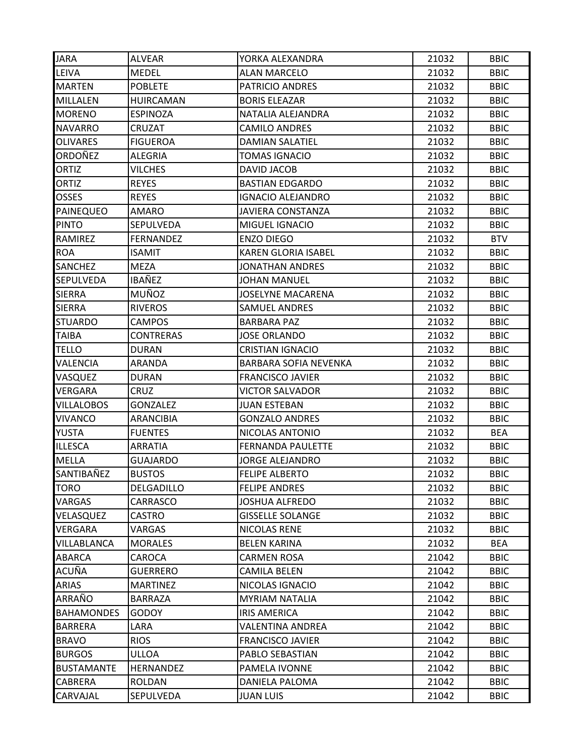| | | | | |
|---|---|---|---|---|
| JARA | ALVEAR | YORKA ALEXANDRA | 21032 | BBIC |
| LEIVA | MEDEL | ALAN MARCELO | 21032 | BBIC |
| MARTEN | POBLETE | PATRICIO ANDRES | 21032 | BBIC |
| MILLALEN | HUIRCAMAN | BORIS ELEAZAR | 21032 | BBIC |
| MORENO | ESPINOZA | NATALIA ALEJANDRA | 21032 | BBIC |
| NAVARRO | CRUZAT | CAMILO ANDRES | 21032 | BBIC |
| OLIVARES | FIGUEROA | DAMIAN SALATIEL | 21032 | BBIC |
| ORDOÑEZ | ALEGRIA | TOMAS IGNACIO | 21032 | BBIC |
| ORTIZ | VILCHES | DAVID JACOB | 21032 | BBIC |
| ORTIZ | REYES | BASTIAN EDGARDO | 21032 | BBIC |
| OSSES | REYES | IGNACIO ALEJANDRO | 21032 | BBIC |
| PAINEQUEO | AMARO | JAVIERA CONSTANZA | 21032 | BBIC |
| PINTO | SEPULVEDA | MIGUEL IGNACIO | 21032 | BBIC |
| RAMIREZ | FERNANDEZ | ENZO DIEGO | 21032 | BTV |
| ROA | ISAMIT | KAREN GLORIA ISABEL | 21032 | BBIC |
| SANCHEZ | MEZA | JONATHAN ANDRES | 21032 | BBIC |
| SEPULVEDA | IBAÑEZ | JOHAN MANUEL | 21032 | BBIC |
| SIERRA | MUÑOZ | JOSELYNE MACARENA | 21032 | BBIC |
| SIERRA | RIVEROS | SAMUEL ANDRES | 21032 | BBIC |
| STUARDO | CAMPOS | BARBARA PAZ | 21032 | BBIC |
| TAIBA | CONTRERAS | JOSE ORLANDO | 21032 | BBIC |
| TELLO | DURAN | CRISTIAN IGNACIO | 21032 | BBIC |
| VALENCIA | ARANDA | BARBARA SOFIA NEVENKA | 21032 | BBIC |
| VASQUEZ | DURAN | FRANCISCO JAVIER | 21032 | BBIC |
| VERGARA | CRUZ | VICTOR SALVADOR | 21032 | BBIC |
| VILLALOBOS | GONZALEZ | JUAN ESTEBAN | 21032 | BBIC |
| VIVANCO | ARANCIBIA | GONZALO ANDRES | 21032 | BBIC |
| YUSTA | FUENTES | NICOLAS ANTONIO | 21032 | BEA |
| ILLESCA | ARRATIA | FERNANDA PAULETTE | 21032 | BBIC |
| MELLA | GUAJARDO | JORGE ALEJANDRO | 21032 | BBIC |
| SANTIBAÑEZ | BUSTOS | FELIPE ALBERTO | 21032 | BBIC |
| TORO | DELGADILLO | FELIPE ANDRES | 21032 | BBIC |
| VARGAS | CARRASCO | JOSHUA ALFREDO | 21032 | BBIC |
| VELASQUEZ | CASTRO | GISSELLE SOLANGE | 21032 | BBIC |
| VERGARA | VARGAS | NICOLAS RENE | 21032 | BBIC |
| VILLABLANCA | MORALES | BELEN KARINA | 21032 | BEA |
| ABARCA | CAROCA | CARMEN ROSA | 21042 | BBIC |
| ACUÑA | GUERRERO | CAMILA BELEN | 21042 | BBIC |
| ARIAS | MARTINEZ | NICOLAS IGNACIO | 21042 | BBIC |
| ARRAÑO | BARRAZA | MYRIAM NATALIA | 21042 | BBIC |
| BAHAMONDES | GODOY | IRIS AMERICA | 21042 | BBIC |
| BARRERA | LARA | VALENTINA ANDREA | 21042 | BBIC |
| BRAVO | RIOS | FRANCISCO JAVIER | 21042 | BBIC |
| BURGOS | ULLOA | PABLO SEBASTIAN | 21042 | BBIC |
| BUSTAMANTE | HERNANDEZ | PAMELA IVONNE | 21042 | BBIC |
| CABRERA | ROLDAN | DANIELA PALOMA | 21042 | BBIC |
| CARVAJAL | SEPULVEDA | JUAN LUIS | 21042 | BBIC |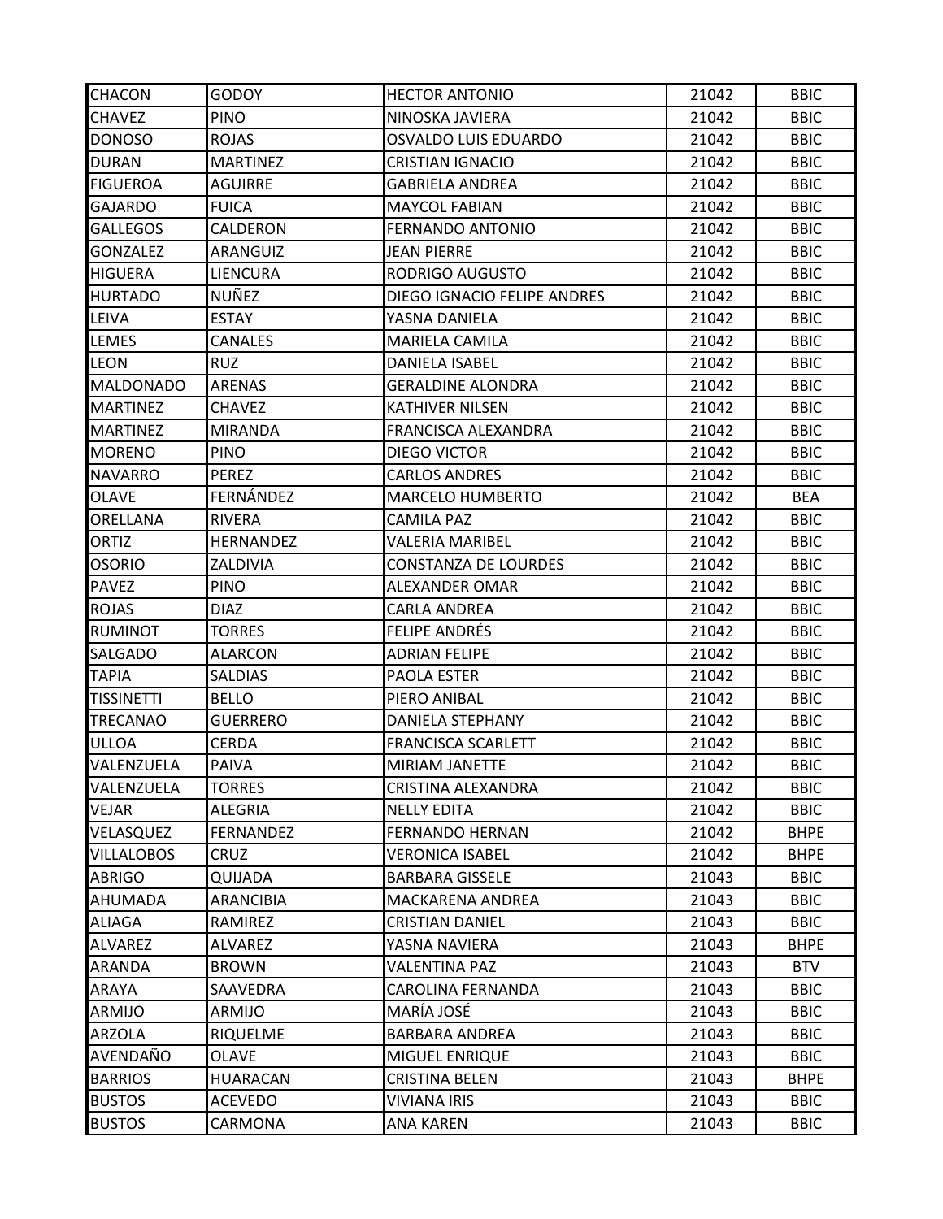| CHACON | GODOY | HECTOR ANTONIO | 21042 | BBIC |
|---|---|---|---|---|
| CHAVEZ | PINO | NINOSKA JAVIERA | 21042 | BBIC |
| DONOSO | ROJAS | OSVALDO LUIS EDUARDO | 21042 | BBIC |
| DURAN | MARTINEZ | CRISTIAN IGNACIO | 21042 | BBIC |
| FIGUEROA | AGUIRRE | GABRIELA ANDREA | 21042 | BBIC |
| GAJARDO | FUICA | MAYCOL FABIAN | 21042 | BBIC |
| GALLEGOS | CALDERON | FERNANDO ANTONIO | 21042 | BBIC |
| GONZALEZ | ARANGUIZ | JEAN PIERRE | 21042 | BBIC |
| HIGUERA | LIENCURA | RODRIGO AUGUSTO | 21042 | BBIC |
| HURTADO | NUÑEZ | DIEGO IGNACIO FELIPE ANDRES | 21042 | BBIC |
| LEIVA | ESTAY | YASNA DANIELA | 21042 | BBIC |
| LEMES | CANALES | MARIELA CAMILA | 21042 | BBIC |
| LEON | RUZ | DANIELA ISABEL | 21042 | BBIC |
| MALDONADO | ARENAS | GERALDINE ALONDRA | 21042 | BBIC |
| MARTINEZ | CHAVEZ | KATHIVER NILSEN | 21042 | BBIC |
| MARTINEZ | MIRANDA | FRANCISCA ALEXANDRA | 21042 | BBIC |
| MORENO | PINO | DIEGO VICTOR | 21042 | BBIC |
| NAVARRO | PEREZ | CARLOS ANDRES | 21042 | BBIC |
| OLAVE | FERNÁNDEZ | MARCELO HUMBERTO | 21042 | BEA |
| ORELLANA | RIVERA | CAMILA PAZ | 21042 | BBIC |
| ORTIZ | HERNANDEZ | VALERIA MARIBEL | 21042 | BBIC |
| OSORIO | ZALDIVIA | CONSTANZA DE LOURDES | 21042 | BBIC |
| PAVEZ | PINO | ALEXANDER OMAR | 21042 | BBIC |
| ROJAS | DIAZ | CARLA ANDREA | 21042 | BBIC |
| RUMINOT | TORRES | FELIPE ANDRÉS | 21042 | BBIC |
| SALGADO | ALARCON | ADRIAN FELIPE | 21042 | BBIC |
| TAPIA | SALDIAS | PAOLA ESTER | 21042 | BBIC |
| TISSINETTI | BELLO | PIERO ANIBAL | 21042 | BBIC |
| TRECANAO | GUERRERO | DANIELA STEPHANY | 21042 | BBIC |
| ULLOA | CERDA | FRANCISCA SCARLETT | 21042 | BBIC |
| VALENZUELA | PAIVA | MIRIAM JANETTE | 21042 | BBIC |
| VALENZUELA | TORRES | CRISTINA ALEXANDRA | 21042 | BBIC |
| VEJAR | ALEGRIA | NELLY EDITA | 21042 | BBIC |
| VELASQUEZ | FERNANDEZ | FERNANDO HERNAN | 21042 | BHPE |
| VILLALOBOS | CRUZ | VERONICA ISABEL | 21042 | BHPE |
| ABRIGO | QUIJADA | BARBARA GISSELE | 21043 | BBIC |
| AHUMADA | ARANCIBIA | MACKARENA ANDREA | 21043 | BBIC |
| ALIAGA | RAMIREZ | CRISTIAN DANIEL | 21043 | BBIC |
| ALVAREZ | ALVAREZ | YASNA NAVIERA | 21043 | BHPE |
| ARANDA | BROWN | VALENTINA PAZ | 21043 | BTV |
| ARAYA | SAAVEDRA | CAROLINA FERNANDA | 21043 | BBIC |
| ARMIJO | ARMIJO | MARÍA JOSÉ | 21043 | BBIC |
| ARZOLA | RIQUELME | BARBARA ANDREA | 21043 | BBIC |
| AVENDAÑO | OLAVE | MIGUEL ENRIQUE | 21043 | BBIC |
| BARRIOS | HUARACAN | CRISTINA BELEN | 21043 | BHPE |
| BUSTOS | ACEVEDO | VIVIANA IRIS | 21043 | BBIC |
| BUSTOS | CARMONA | ANA KAREN | 21043 | BBIC |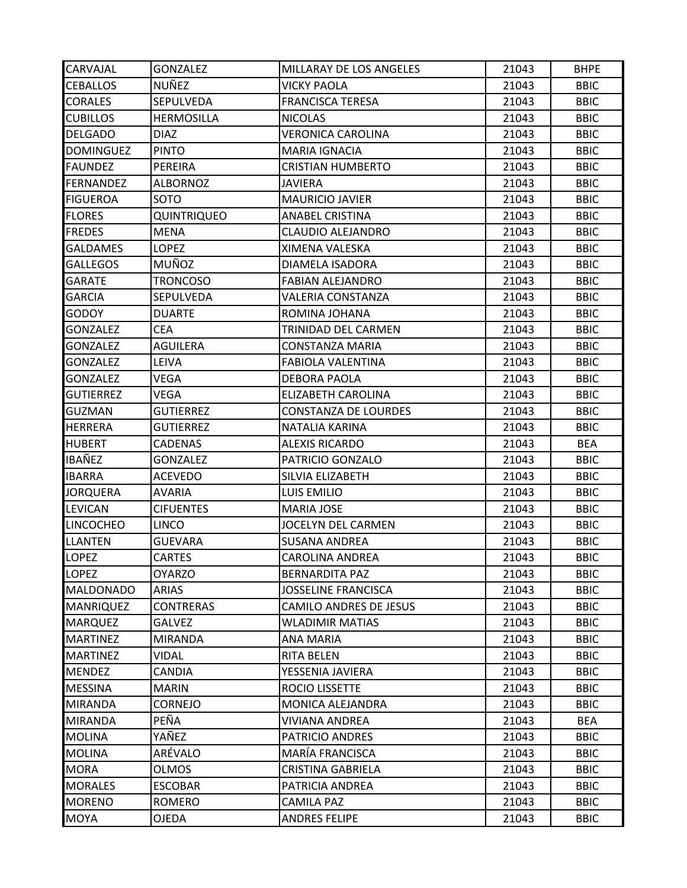| | | | | |
|---|---|---|---|---|
| CARVAJAL | GONZALEZ | MILLARAY DE LOS ANGELES | 21043 | BHPE |
| CEBALLOS | NUÑEZ | VICKY PAOLA | 21043 | BBIC |
| CORALES | SEPULVEDA | FRANCISCA TERESA | 21043 | BBIC |
| CUBILLOS | HERMOSILLA | NICOLAS | 21043 | BBIC |
| DELGADO | DIAZ | VERONICA CAROLINA | 21043 | BBIC |
| DOMINGUEZ | PINTO | MARIA IGNACIA | 21043 | BBIC |
| FAUNDEZ | PEREIRA | CRISTIAN HUMBERTO | 21043 | BBIC |
| FERNANDEZ | ALBORNOZ | JAVIERA | 21043 | BBIC |
| FIGUEROA | SOTO | MAURICIO JAVIER | 21043 | BBIC |
| FLORES | QUINTRIQUEO | ANABEL CRISTINA | 21043 | BBIC |
| FREDES | MENA | CLAUDIO ALEJANDRO | 21043 | BBIC |
| GALDAMES | LOPEZ | XIMENA VALESKA | 21043 | BBIC |
| GALLEGOS | MUÑOZ | DIAMELA ISADORA | 21043 | BBIC |
| GARATE | TRONCOSO | FABIAN ALEJANDRO | 21043 | BBIC |
| GARCIA | SEPULVEDA | VALERIA CONSTANZA | 21043 | BBIC |
| GODOY | DUARTE | ROMINA JOHANA | 21043 | BBIC |
| GONZALEZ | CEA | TRINIDAD DEL CARMEN | 21043 | BBIC |
| GONZALEZ | AGUILERA | CONSTANZA MARIA | 21043 | BBIC |
| GONZALEZ | LEIVA | FABIOLA VALENTINA | 21043 | BBIC |
| GONZALEZ | VEGA | DEBORA PAOLA | 21043 | BBIC |
| GUTIERREZ | VEGA | ELIZABETH CAROLINA | 21043 | BBIC |
| GUZMAN | GUTIERREZ | CONSTANZA DE LOURDES | 21043 | BBIC |
| HERRERA | GUTIERREZ | NATALIA KARINA | 21043 | BBIC |
| HUBERT | CADENAS | ALEXIS RICARDO | 21043 | BEA |
| IBAÑEZ | GONZALEZ | PATRICIO GONZALO | 21043 | BBIC |
| IBARRA | ACEVEDO | SILVIA ELIZABETH | 21043 | BBIC |
| JORQUERA | AVARIA | LUIS EMILIO | 21043 | BBIC |
| LEVICAN | CIFUENTES | MARIA JOSE | 21043 | BBIC |
| LINCOCHEO | LINCO | JOCELYN DEL CARMEN | 21043 | BBIC |
| LLANTEN | GUEVARA | SUSANA ANDREA | 21043 | BBIC |
| LOPEZ | CARTES | CAROLINA ANDREA | 21043 | BBIC |
| LOPEZ | OYARZO | BERNARDITA PAZ | 21043 | BBIC |
| MALDONADO | ARIAS | JOSSELINE FRANCISCA | 21043 | BBIC |
| MANRIQUEZ | CONTRERAS | CAMILO ANDRES DE JESUS | 21043 | BBIC |
| MARQUEZ | GALVEZ | WLADIMIR MATIAS | 21043 | BBIC |
| MARTINEZ | MIRANDA | ANA MARIA | 21043 | BBIC |
| MARTINEZ | VIDAL | RITA BELEN | 21043 | BBIC |
| MENDEZ | CANDIA | YESSENIA JAVIERA | 21043 | BBIC |
| MESSINA | MARIN | ROCIO LISSETTE | 21043 | BBIC |
| MIRANDA | CORNEJO | MONICA ALEJANDRA | 21043 | BBIC |
| MIRANDA | PEÑA | VIVIANA ANDREA | 21043 | BEA |
| MOLINA | YAÑEZ | PATRICIO ANDRES | 21043 | BBIC |
| MOLINA | ARÉVALO | MARÍA FRANCISCA | 21043 | BBIC |
| MORA | OLMOS | CRISTINA GABRIELA | 21043 | BBIC |
| MORALES | ESCOBAR | PATRICIA ANDREA | 21043 | BBIC |
| MORENO | ROMERO | CAMILA PAZ | 21043 | BBIC |
| MOYA | OJEDA | ANDRES FELIPE | 21043 | BBIC |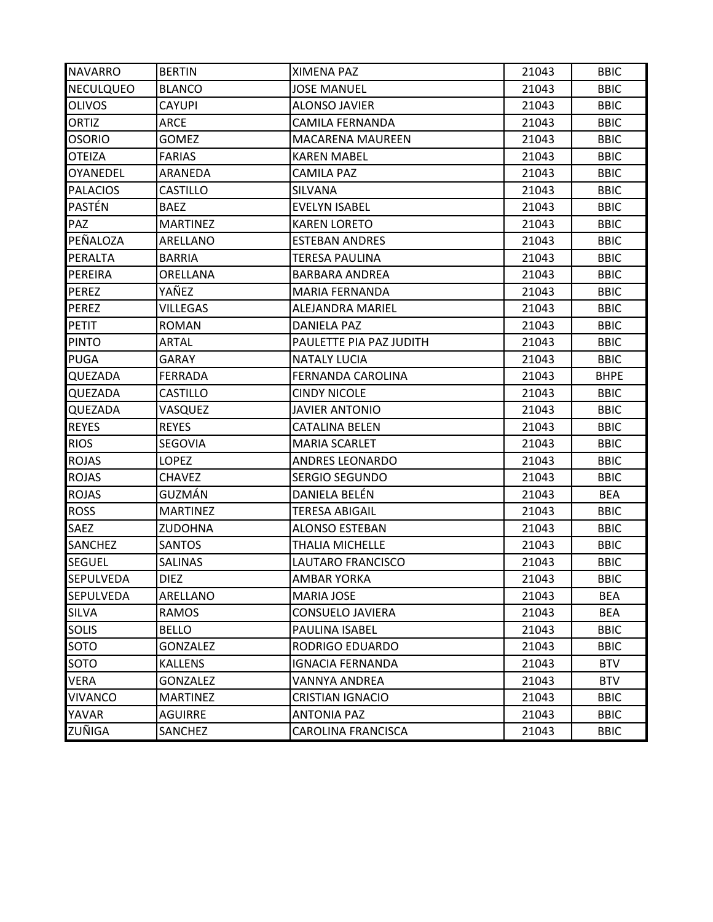| | | | | |
|---|---|---|---|---|
| NAVARRO | BERTIN | XIMENA PAZ | 21043 | BBIC |
| NECULQUEO | BLANCO | JOSE MANUEL | 21043 | BBIC |
| OLIVOS | CAYUPI | ALONSO JAVIER | 21043 | BBIC |
| ORTIZ | ARCE | CAMILA FERNANDA | 21043 | BBIC |
| OSORIO | GOMEZ | MACARENA MAUREEN | 21043 | BBIC |
| OTEIZA | FARIAS | KAREN MABEL | 21043 | BBIC |
| OYANEDEL | ARANEDA | CAMILA PAZ | 21043 | BBIC |
| PALACIOS | CASTILLO | SILVANA | 21043 | BBIC |
| PASTÉN | BAEZ | EVELYN ISABEL | 21043 | BBIC |
| PAZ | MARTINEZ | KAREN LORETO | 21043 | BBIC |
| PEÑALOZA | ARELLANO | ESTEBAN ANDRES | 21043 | BBIC |
| PERALTA | BARRIA | TERESA PAULINA | 21043 | BBIC |
| PEREIRA | ORELLANA | BARBARA ANDREA | 21043 | BBIC |
| PEREZ | YAÑEZ | MARIA FERNANDA | 21043 | BBIC |
| PEREZ | VILLEGAS | ALEJANDRA MARIEL | 21043 | BBIC |
| PETIT | ROMAN | DANIELA PAZ | 21043 | BBIC |
| PINTO | ARTAL | PAULETTE PIA PAZ JUDITH | 21043 | BBIC |
| PUGA | GARAY | NATALY LUCIA | 21043 | BBIC |
| QUEZADA | FERRADA | FERNANDA CAROLINA | 21043 | BHPE |
| QUEZADA | CASTILLO | CINDY NICOLE | 21043 | BBIC |
| QUEZADA | VASQUEZ | JAVIER ANTONIO | 21043 | BBIC |
| REYES | REYES | CATALINA BELEN | 21043 | BBIC |
| RIOS | SEGOVIA | MARIA SCARLET | 21043 | BBIC |
| ROJAS | LOPEZ | ANDRES LEONARDO | 21043 | BBIC |
| ROJAS | CHAVEZ | SERGIO SEGUNDO | 21043 | BBIC |
| ROJAS | GUZMÁN | DANIELA BELÉN | 21043 | BEA |
| ROSS | MARTINEZ | TERESA ABIGAIL | 21043 | BBIC |
| SAEZ | ZUDOHNA | ALONSO ESTEBAN | 21043 | BBIC |
| SANCHEZ | SANTOS | THALIA MICHELLE | 21043 | BBIC |
| SEGUEL | SALINAS | LAUTARO FRANCISCO | 21043 | BBIC |
| SEPULVEDA | DIEZ | AMBAR YORKA | 21043 | BBIC |
| SEPULVEDA | ARELLANO | MARIA JOSE | 21043 | BEA |
| SILVA | RAMOS | CONSUELO JAVIERA | 21043 | BEA |
| SOLIS | BELLO | PAULINA ISABEL | 21043 | BBIC |
| SOTO | GONZALEZ | RODRIGO EDUARDO | 21043 | BBIC |
| SOTO | KALLENS | IGNACIA FERNANDA | 21043 | BTV |
| VERA | GONZALEZ | VANNYA ANDREA | 21043 | BTV |
| VIVANCO | MARTINEZ | CRISTIAN IGNACIO | 21043 | BBIC |
| YAVAR | AGUIRRE | ANTONIA PAZ | 21043 | BBIC |
| ZUÑIGA | SANCHEZ | CAROLINA FRANCISCA | 21043 | BBIC |